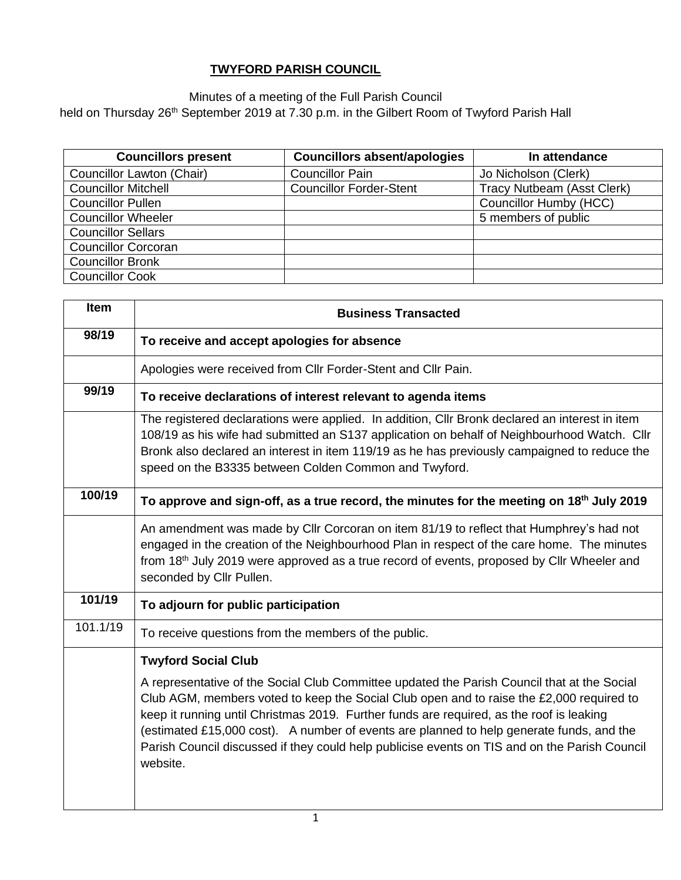# TWYFORD PARISH COUNCIL

Minutes of a meeting of the Full Parish Council
held on Thursday 26th September 2019 at 7.30 p.m. in the Gilbert Room of Twyford Parish Hall

| Councillors present | Councillors absent/apologies | In attendance |
|---|---|---|
| Councillor Lawton (Chair) | Councillor Pain | Jo Nicholson (Clerk) |
| Councillor Mitchell | Councillor Forder-Stent | Tracy Nutbeam (Asst Clerk) |
| Councillor Pullen | | Councillor Humby (HCC) |
| Councillor Wheeler | | 5 members of public |
| Councillor Sellars | | |
| Councillor Corcoran | | |
| Councillor Bronk | | |
| Councillor Cook | | |

| Item | Business Transacted |
|---|---|
| **98/19** | **To receive and accept apologies for absence** |
| | Apologies were received from Cllr Forder-Stent and Cllr Pain. |
| **99/19** | **To receive declarations of interest relevant to agenda items** |
| | The registered declarations were applied. In addition, Cllr Bronk declared an interest in item 108/19 as his wife had submitted an S137 application on behalf of Neighbourhood Watch. Cllr Bronk also declared an interest in item 119/19 as he has previously campaigned to reduce the speed on the B3335 between Colden Common and Twyford. |
| **100/19** | **To approve and sign-off, as a true record, the minutes for the meeting on 18th July 2019** |
| | An amendment was made by Cllr Corcoran on item 81/19 to reflect that Humphrey's had not engaged in the creation of the Neighbourhood Plan in respect of the care home. The minutes from 18th July 2019 were approved as a true record of events, proposed by Cllr Wheeler and seconded by Cllr Pullen. |
| **101/19** | **To adjourn for public participation** |
| 101.1/19 | To receive questions from the members of the public. |
| | **Twyford Social Club**<br><br>A representative of the Social Club Committee updated the Parish Council that at the Social Club AGM, members voted to keep the Social Club open and to raise the £2,000 required to keep it running until Christmas 2019. Further funds are required, as the roof is leaking (estimated £15,000 cost). A number of events are planned to help generate funds, and the Parish Council discussed if they could help publicise events on TIS and on the Parish Council website. |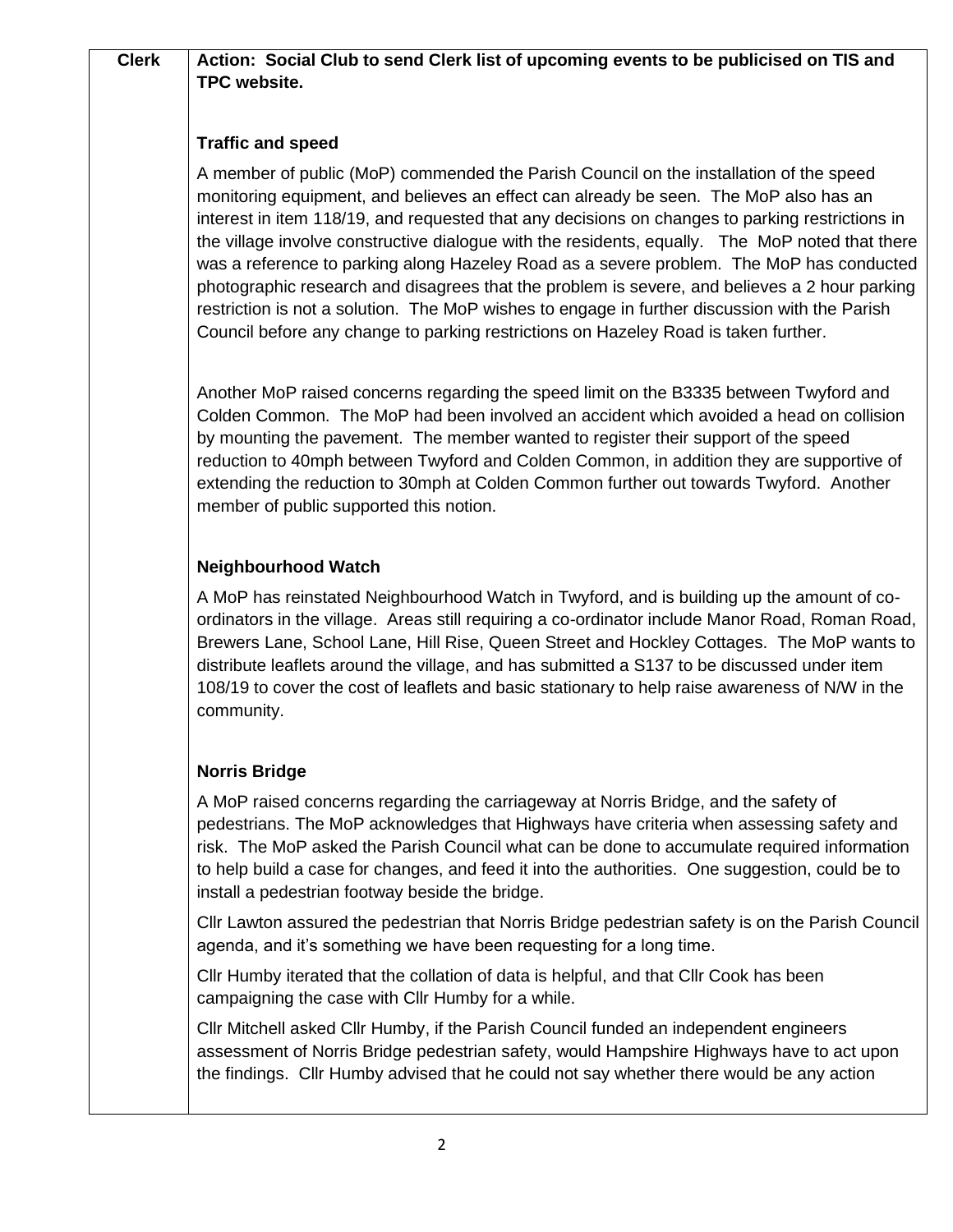| Clerk | **Action: Social Club to send Clerk list of upcoming events to be publicised on TIS and TPC website.** |
|---|---|

**Traffic and speed**

A member of public (MoP) commended the Parish Council on the installation of the speed monitoring equipment, and believes an effect can already be seen. The MoP also has an interest in item 118/19, and requested that any decisions on changes to parking restrictions in the village involve constructive dialogue with the residents, equally. The MoP noted that there was a reference to parking along Hazeley Road as a severe problem. The MoP has conducted photographic research and disagrees that the problem is severe, and believes a 2 hour parking restriction is not a solution. The MoP wishes to engage in further discussion with the Parish Council before any change to parking restrictions on Hazeley Road is taken further.

Another MoP raised concerns regarding the speed limit on the B3335 between Twyford and Colden Common. The MoP had been involved an accident which avoided a head on collision by mounting the pavement. The member wanted to register their support of the speed reduction to 40mph between Twyford and Colden Common, in addition they are supportive of extending the reduction to 30mph at Colden Common further out towards Twyford. Another member of public supported this notion.

**Neighbourhood Watch**

A MoP has reinstated Neighbourhood Watch in Twyford, and is building up the amount of co-ordinators in the village. Areas still requiring a co-ordinator include Manor Road, Roman Road, Brewers Lane, School Lane, Hill Rise, Queen Street and Hockley Cottages. The MoP wants to distribute leaflets around the village, and has submitted a S137 to be discussed under item 108/19 to cover the cost of leaflets and basic stationary to help raise awareness of N/W in the community.

**Norris Bridge**

A MoP raised concerns regarding the carriageway at Norris Bridge, and the safety of pedestrians. The MoP acknowledges that Highways have criteria when assessing safety and risk. The MoP asked the Parish Council what can be done to accumulate required information to help build a case for changes, and feed it into the authorities. One suggestion, could be to install a pedestrian footway beside the bridge.

Cllr Lawton assured the pedestrian that Norris Bridge pedestrian safety is on the Parish Council agenda, and it's something we have been requesting for a long time.

Cllr Humby iterated that the collation of data is helpful, and that Cllr Cook has been campaigning the case with Cllr Humby for a while.

Cllr Mitchell asked Cllr Humby, if the Parish Council funded an independent engineers assessment of Norris Bridge pedestrian safety, would Hampshire Highways have to act upon the findings. Cllr Humby advised that he could not say whether there would be any action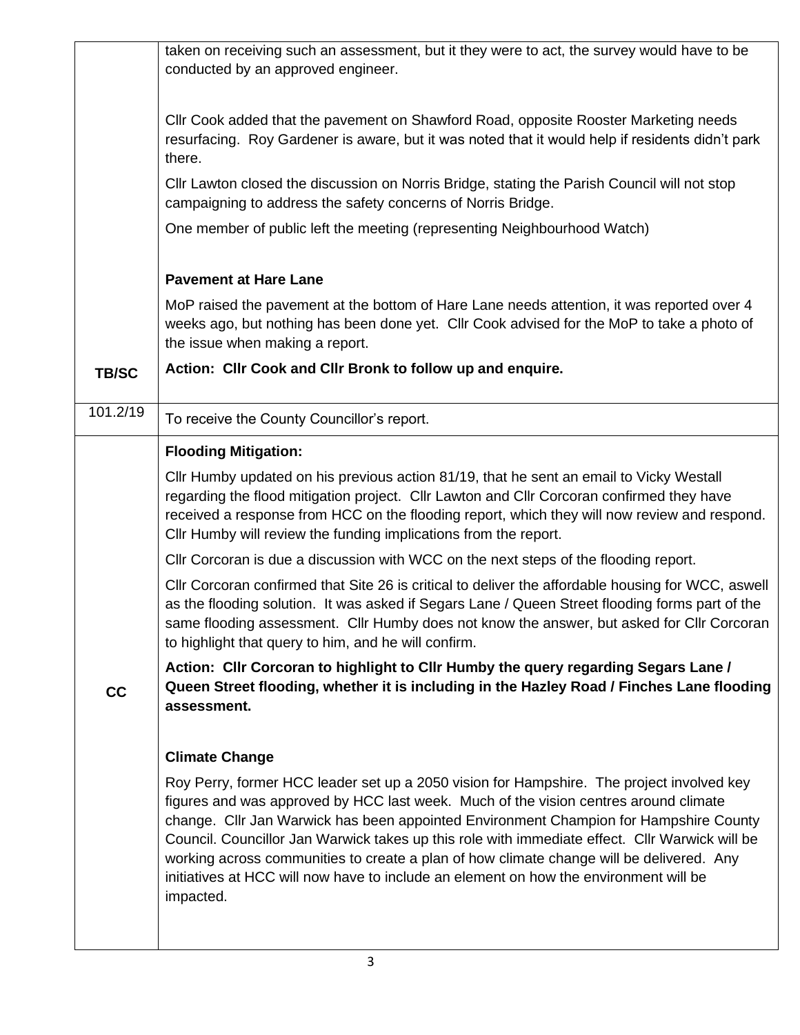| | |
|---|---|
| | taken on receiving such an assessment, but it they were to act, the survey would have to be conducted by an approved engineer.<br><br>Cllr Cook added that the pavement on Shawford Road, opposite Rooster Marketing needs resurfacing. Roy Gardener is aware, but it was noted that it would help if residents didn't park there.<br><br>Cllr Lawton closed the discussion on Norris Bridge, stating the Parish Council will not stop campaigning to address the safety concerns of Norris Bridge.<br><br>One member of public left the meeting (representing Neighbourhood Watch)<br><br>**Pavement at Hare Lane**<br><br>MoP raised the pavement at the bottom of Hare Lane needs attention, it was reported over 4 weeks ago, but nothing has been done yet. Cllr Cook advised for the MoP to take a photo of the issue when making a report. |
| **TB/SC** | **Action: Cllr Cook and Cllr Bronk to follow up and enquire.** |
| 101.2/19 | To receive the County Councillor's report. |
| | **Flooding Mitigation:**<br><br>Cllr Humby updated on his previous action 81/19, that he sent an email to Vicky Westall regarding the flood mitigation project. Cllr Lawton and Cllr Corcoran confirmed they have received a response from HCC on the flooding report, which they will now review and respond. Cllr Humby will review the funding implications from the report.<br><br>Cllr Corcoran is due a discussion with WCC on the next steps of the flooding report.<br><br>Cllr Corcoran confirmed that Site 26 is critical to deliver the affordable housing for WCC, aswell as the flooding solution. It was asked if Segars Lane / Queen Street flooding forms part of the same flooding assessment. Cllr Humby does not know the answer, but asked for Cllr Corcoran to highlight that query to him, and he will confirm. |
| **CC** | **Action: Cllr Corcoran to highlight to Cllr Humby the query regarding Segars Lane / Queen Street flooding, whether it is including in the Hazley Road / Finches Lane flooding assessment.** |
| | **Climate Change**<br><br>Roy Perry, former HCC leader set up a 2050 vision for Hampshire. The project involved key figures and was approved by HCC last week. Much of the vision centres around climate change. Cllr Jan Warwick has been appointed Environment Champion for Hampshire County Council. Councillor Jan Warwick takes up this role with immediate effect. Cllr Warwick will be working across communities to create a plan of how climate change will be delivered. Any initiatives at HCC will now have to include an element on how the environment will be impacted. |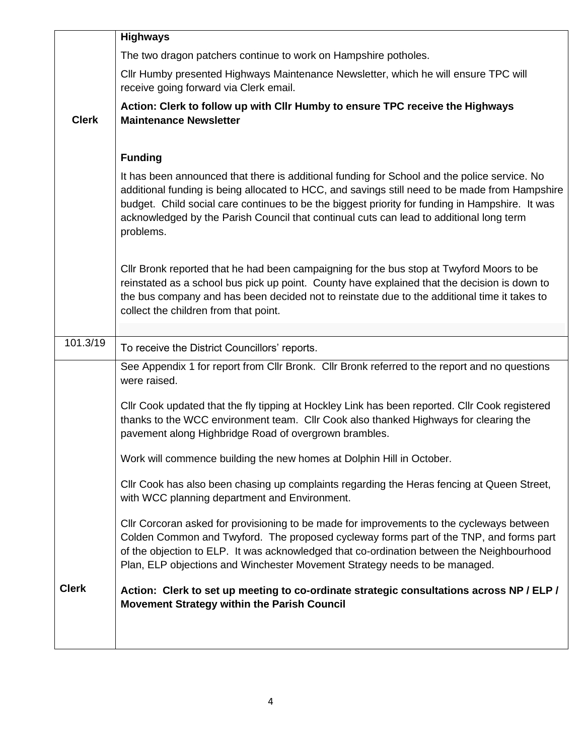| | |
|---|---|
| **Clerk** | **Highways**<br><br>The two dragon patchers continue to work on Hampshire potholes.<br><br>Cllr Humby presented Highways Maintenance Newsletter, which he will ensure TPC will receive going forward via Clerk email.<br><br>**Action: Clerk to follow up with Cllr Humby to ensure TPC receive the Highways Maintenance Newsletter**<br><br>**Funding**<br><br>It has been announced that there is additional funding for School and the police service. No additional funding is being allocated to HCC, and savings still need to be made from Hampshire budget. Child social care continues to be the biggest priority for funding in Hampshire. It was acknowledged by the Parish Council that continual cuts can lead to additional long term problems.<br><br>Cllr Bronk reported that he had been campaigning for the bus stop at Twyford Moors to be reinstated as a school bus pick up point. County have explained that the decision is down to the bus company and has been decided not to reinstate due to the additional time it takes to collect the children from that point. |
| 101.3/19 | To receive the District Councillors' reports. |
| **Clerk** | See Appendix 1 for report from Cllr Bronk. Cllr Bronk referred to the report and no questions were raised.<br><br>Cllr Cook updated that the fly tipping at Hockley Link has been reported. Cllr Cook registered thanks to the WCC environment team. Cllr Cook also thanked Highways for clearing the pavement along Highbridge Road of overgrown brambles.<br><br>Work will commence building the new homes at Dolphin Hill in October.<br><br>Cllr Cook has also been chasing up complaints regarding the Heras fencing at Queen Street, with WCC planning department and Environment.<br><br>Cllr Corcoran asked for provisioning to be made for improvements to the cycleways between Colden Common and Twyford. The proposed cycleway forms part of the TNP, and forms part of the objection to ELP. It was acknowledged that co-ordination between the Neighbourhood Plan, ELP objections and Winchester Movement Strategy needs to be managed.<br><br>**Action: Clerk to set up meeting to co-ordinate strategic consultations across NP / ELP / Movement Strategy within the Parish Council** |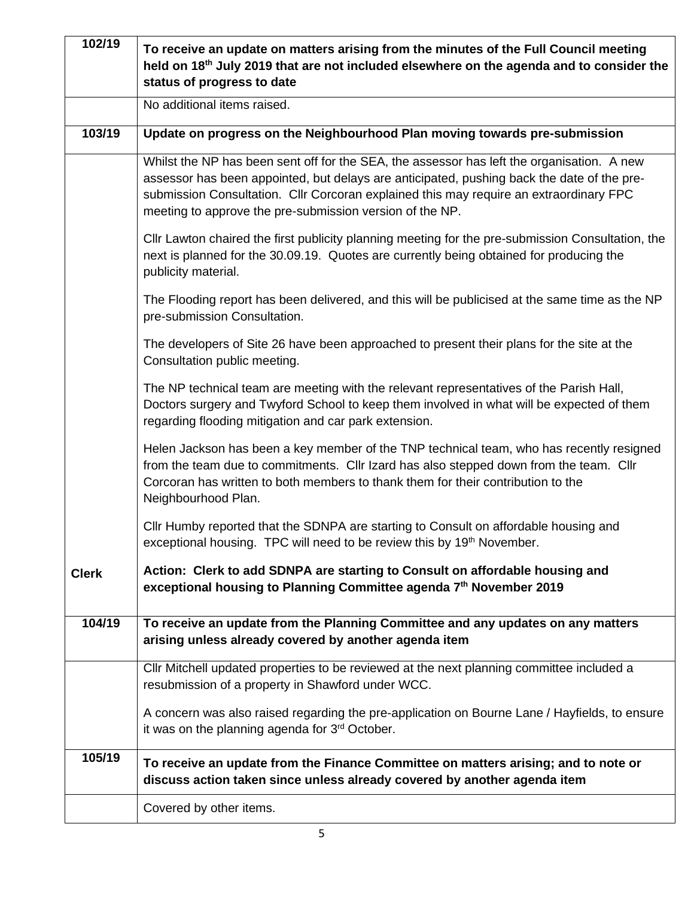| | |
|---|---|
| **102/19** | **To receive an update on matters arising from the minutes of the Full Council meeting held on 18th July 2019 that are not included elsewhere on the agenda and to consider the status of progress to date** |
| | No additional items raised. |
| **103/19** | **Update on progress on the Neighbourhood Plan moving towards pre-submission** |
| | Whilst the NP has been sent off for the SEA, the assessor has left the organisation. A new assessor has been appointed, but delays are anticipated, pushing back the date of the pre-submission Consultation. Cllr Corcoran explained this may require an extraordinary FPC meeting to approve the pre-submission version of the NP.<br><br>Cllr Lawton chaired the first publicity planning meeting for the pre-submission Consultation, the next is planned for the 30.09.19. Quotes are currently being obtained for producing the publicity material.<br><br>The Flooding report has been delivered, and this will be publicised at the same time as the NP pre-submission Consultation.<br><br>The developers of Site 26 have been approached to present their plans for the site at the Consultation public meeting.<br><br>The NP technical team are meeting with the relevant representatives of the Parish Hall, Doctors surgery and Twyford School to keep them involved in what will be expected of them regarding flooding mitigation and car park extension.<br><br>Helen Jackson has been a key member of the TNP technical team, who has recently resigned from the team due to commitments. Cllr Izard has also stepped down from the team. Cllr Corcoran has written to both members to thank them for their contribution to the Neighbourhood Plan.<br><br>Cllr Humby reported that the SDNPA are starting to Consult on affordable housing and exceptional housing. TPC will need to be review this by 19th November. |
| **Clerk** | **Action: Clerk to add SDNPA are starting to Consult on affordable housing and exceptional housing to Planning Committee agenda 7th November 2019** |
| **104/19** | **To receive an update from the Planning Committee and any updates on any matters arising unless already covered by another agenda item** |
| | Cllr Mitchell updated properties to be reviewed at the next planning committee included a resubmission of a property in Shawford under WCC.<br><br>A concern was also raised regarding the pre-application on Bourne Lane / Hayfields, to ensure it was on the planning agenda for 3rd October. |
| **105/19** | **To receive an update from the Finance Committee on matters arising; and to note or discuss action taken since unless already covered by another agenda item** |
| | Covered by other items. |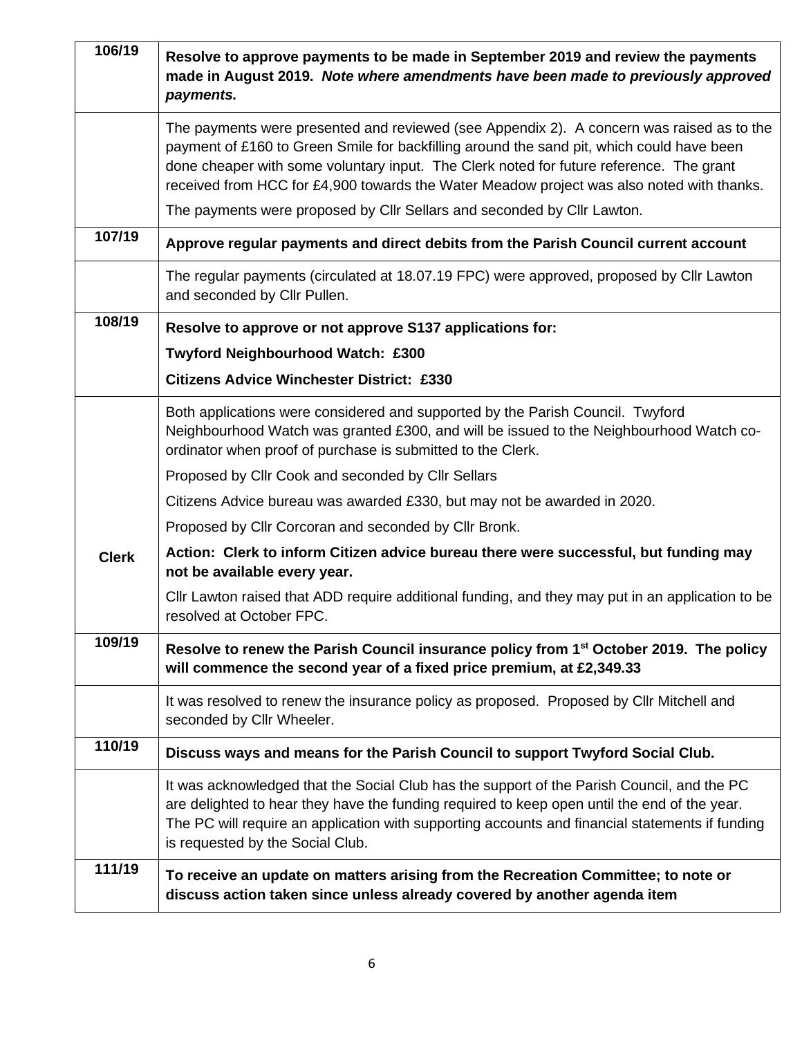| | |
|---|---|
| **106/19** | **Resolve to approve payments to be made in September 2019 and review the payments made in August 2019.** ***Note where amendments have been made to previously approved payments.*** |
| | The payments were presented and reviewed (see Appendix 2). A concern was raised as to the payment of £160 to Green Smile for backfilling around the sand pit, which could have been done cheaper with some voluntary input. The Clerk noted for future reference. The grant received from HCC for £4,900 towards the Water Meadow project was also noted with thanks.<br>The payments were proposed by Cllr Sellars and seconded by Cllr Lawton. |
| **107/19** | **Approve regular payments and direct debits from the Parish Council current account** |
| | The regular payments (circulated at 18.07.19 FPC) were approved, proposed by Cllr Lawton and seconded by Cllr Pullen. |
| **108/19** | **Resolve to approve or not approve S137 applications for:**<br>**Twyford Neighbourhood Watch: £300**<br>**Citizens Advice Winchester District: £330** |
| **Clerk** | Both applications were considered and supported by the Parish Council. Twyford Neighbourhood Watch was granted £300, and will be issued to the Neighbourhood Watch co-ordinator when proof of purchase is submitted to the Clerk.<br>Proposed by Cllr Cook and seconded by Cllr Sellars<br>Citizens Advice bureau was awarded £330, but may not be awarded in 2020.<br>Proposed by Cllr Corcoran and seconded by Cllr Bronk.<br>**Action: Clerk to inform Citizen advice bureau there were successful, but funding may not be available every year.**<br>Cllr Lawton raised that ADD require additional funding, and they may put in an application to be resolved at October FPC. |
| **109/19** | **Resolve to renew the Parish Council insurance policy from 1st October 2019. The policy will commence the second year of a fixed price premium, at £2,349.33** |
| | It was resolved to renew the insurance policy as proposed. Proposed by Cllr Mitchell and seconded by Cllr Wheeler. |
| **110/19** | **Discuss ways and means for the Parish Council to support Twyford Social Club.** |
| | It was acknowledged that the Social Club has the support of the Parish Council, and the PC are delighted to hear they have the funding required to keep open until the end of the year. The PC will require an application with supporting accounts and financial statements if funding is requested by the Social Club. |
| **111/19** | **To receive an update on matters arising from the Recreation Committee; to note or discuss action taken since unless already covered by another agenda item** |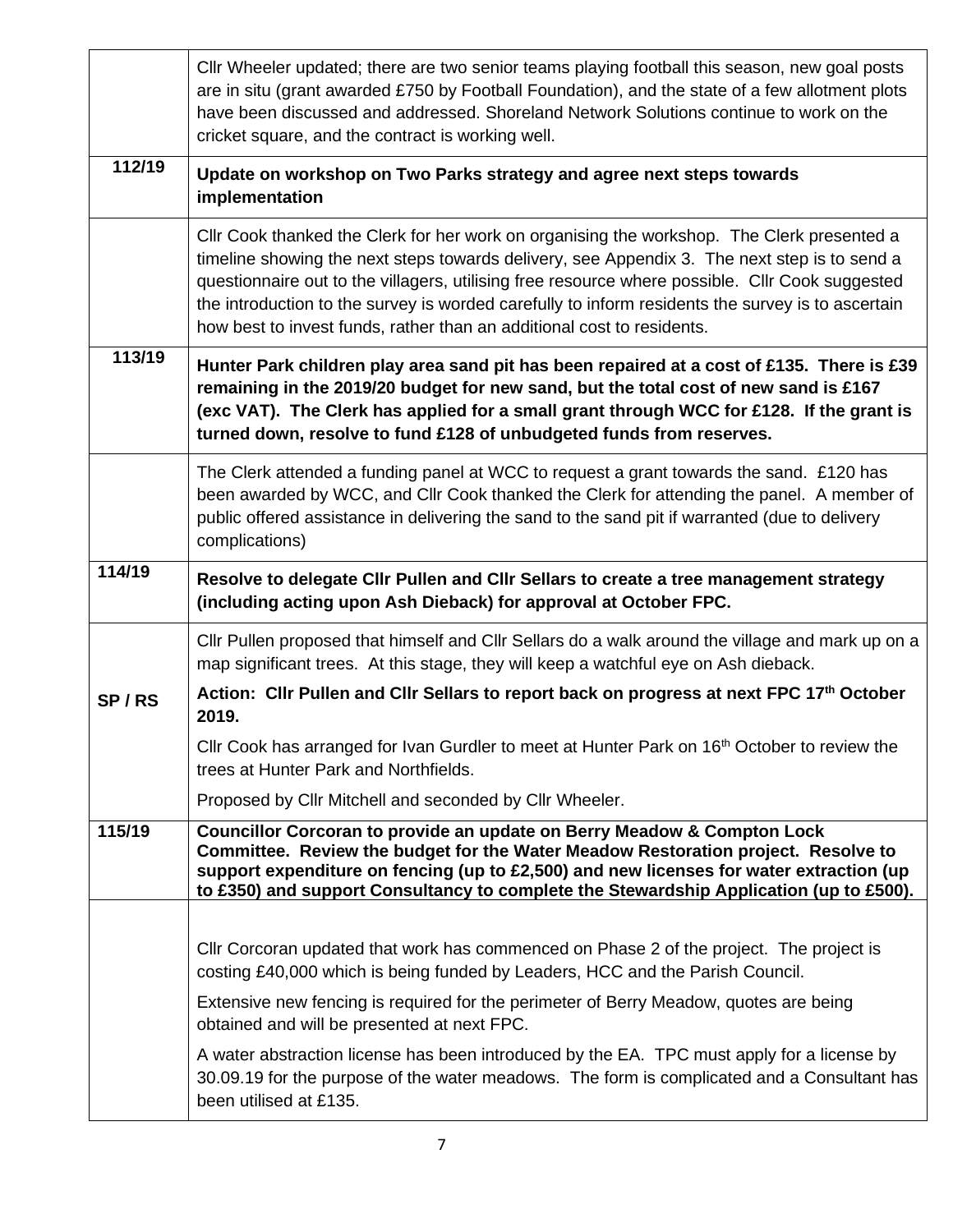| | |
|---|---|
| | Cllr Wheeler updated; there are two senior teams playing football this season, new goal posts are in situ (grant awarded £750 by Football Foundation), and the state of a few allotment plots have been discussed and addressed. Shoreland Network Solutions continue to work on the cricket square, and the contract is working well. |
| **112/19** | **Update on workshop on Two Parks strategy and agree next steps towards implementation** |
| | Cllr Cook thanked the Clerk for her work on organising the workshop. The Clerk presented a timeline showing the next steps towards delivery, see Appendix 3. The next step is to send a questionnaire out to the villagers, utilising free resource where possible. Cllr Cook suggested the introduction to the survey is worded carefully to inform residents the survey is to ascertain how best to invest funds, rather than an additional cost to residents. |
| **113/19** | **Hunter Park children play area sand pit has been repaired at a cost of £135. There is £39 remaining in the 2019/20 budget for new sand, but the total cost of new sand is £167 (exc VAT). The Clerk has applied for a small grant through WCC for £128. If the grant is turned down, resolve to fund £128 of unbudgeted funds from reserves.** |
| | The Clerk attended a funding panel at WCC to request a grant towards the sand. £120 has been awarded by WCC, and Cllr Cook thanked the Clerk for attending the panel. A member of public offered assistance in delivering the sand to the sand pit if warranted (due to delivery complications) |
| **114/19** | **Resolve to delegate Cllr Pullen and Cllr Sellars to create a tree management strategy (including acting upon Ash Dieback) for approval at October FPC.** |
| **SP / RS** | Cllr Pullen proposed that himself and Cllr Sellars do a walk around the village and mark up on a map significant trees. At this stage, they will keep a watchful eye on Ash dieback.<br><br>**Action: Cllr Pullen and Cllr Sellars to report back on progress at next FPC 17th October 2019.**<br><br>Cllr Cook has arranged for Ivan Gurdler to meet at Hunter Park on 16th October to review the trees at Hunter Park and Northfields.<br><br>Proposed by Cllr Mitchell and seconded by Cllr Wheeler. |
| **115/19** | **Councillor Corcoran to provide an update on Berry Meadow & Compton Lock Committee. Review the budget for the Water Meadow Restoration project. Resolve to support expenditure on fencing (up to £2,500) and new licenses for water extraction (up to £350) and support Consultancy to complete the Stewardship Application (up to £500).** |
| | Cllr Corcoran updated that work has commenced on Phase 2 of the project. The project is costing £40,000 which is being funded by Leaders, HCC and the Parish Council.<br><br>Extensive new fencing is required for the perimeter of Berry Meadow, quotes are being obtained and will be presented at next FPC.<br><br>A water abstraction license has been introduced by the EA. TPC must apply for a license by 30.09.19 for the purpose of the water meadows. The form is complicated and a Consultant has been utilised at £135. |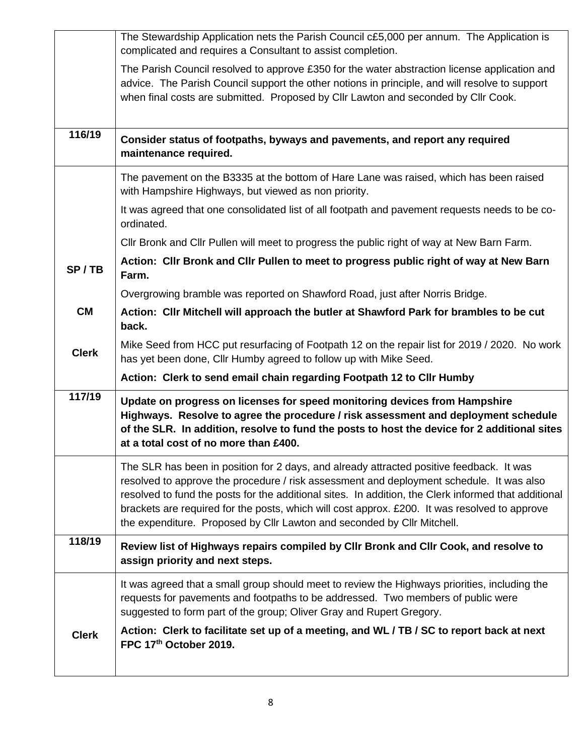| | |
|---|---|
| | The Stewardship Application nets the Parish Council c£5,000 per annum. The Application is complicated and requires a Consultant to assist completion.<br><br>The Parish Council resolved to approve £350 for the water abstraction license application and advice. The Parish Council support the other notions in principle, and will resolve to support when final costs are submitted. Proposed by Cllr Lawton and seconded by Cllr Cook. |
| **116/19** | **Consider status of footpaths, byways and pavements, and report any required maintenance required.** |
| | The pavement on the B3335 at the bottom of Hare Lane was raised, which has been raised with Hampshire Highways, but viewed as non priority.<br><br>It was agreed that one consolidated list of all footpath and pavement requests needs to be co-ordinated.<br><br>Cllr Bronk and Cllr Pullen will meet to progress the public right of way at New Barn Farm. |
| **SP / TB** | **Action: Cllr Bronk and Cllr Pullen to meet to progress public right of way at New Barn Farm.** |
| | Overgrowing bramble was reported on Shawford Road, just after Norris Bridge. |
| **CM** | **Action: Cllr Mitchell will approach the butler at Shawford Park for brambles to be cut back.** |
| **Clerk** | Mike Seed from HCC put resurfacing of Footpath 12 on the repair list for 2019 / 2020. No work has yet been done, Cllr Humby agreed to follow up with Mike Seed.<br><br>**Action: Clerk to send email chain regarding Footpath 12 to Cllr Humby** |
| **117/19** | **Update on progress on licenses for speed monitoring devices from Hampshire Highways. Resolve to agree the procedure / risk assessment and deployment schedule of the SLR. In addition, resolve to fund the posts to host the device for 2 additional sites at a total cost of no more than £400.** |
| | The SLR has been in position for 2 days, and already attracted positive feedback. It was resolved to approve the procedure / risk assessment and deployment schedule. It was also resolved to fund the posts for the additional sites. In addition, the Clerk informed that additional brackets are required for the posts, which will cost approx. £200. It was resolved to approve the expenditure. Proposed by Cllr Lawton and seconded by Cllr Mitchell. |
| **118/19** | **Review list of Highways repairs compiled by Cllr Bronk and Cllr Cook, and resolve to assign priority and next steps.** |
| **Clerk** | It was agreed that a small group should meet to review the Highways priorities, including the requests for pavements and footpaths to be addressed. Two members of public were suggested to form part of the group; Oliver Gray and Rupert Gregory.<br><br>**Action: Clerk to facilitate set up of a meeting, and WL / TB / SC to report back at next FPC 17th October 2019.** |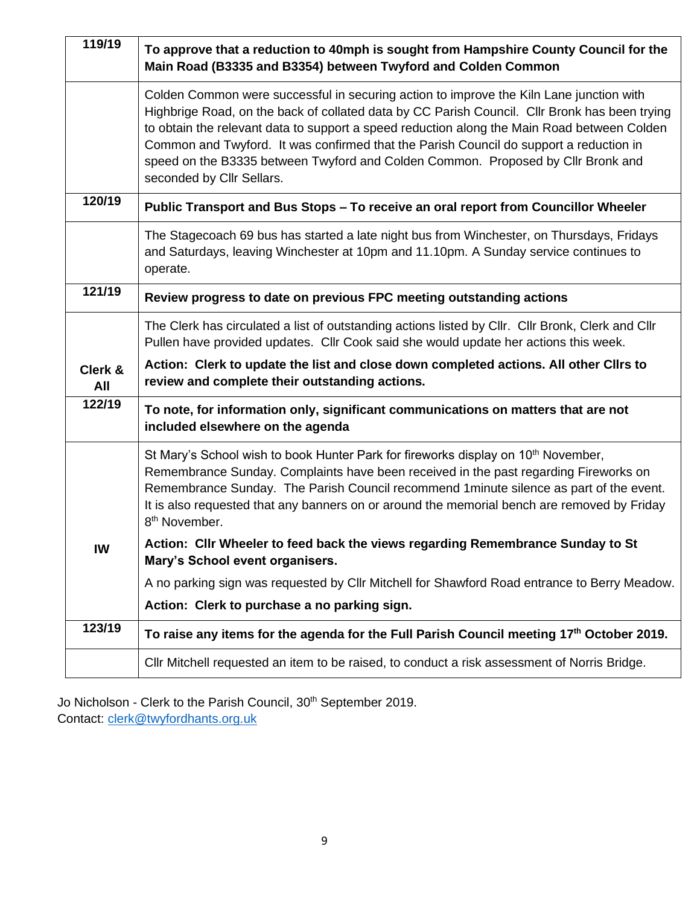| 119/19 | **To approve that a reduction to 40mph is sought from Hampshire County Council for the Main Road (B3335 and B3354) between Twyford and Colden Common** |
|---|---|
| | Colden Common were successful in securing action to improve the Kiln Lane junction with Highbrige Road, on the back of collated data by CC Parish Council. Cllr Bronk has been trying to obtain the relevant data to support a speed reduction along the Main Road between Colden Common and Twyford. It was confirmed that the Parish Council do support a reduction in speed on the B3335 between Twyford and Colden Common. Proposed by Cllr Bronk and seconded by Cllr Sellars. |
| **120/19** | **Public Transport and Bus Stops – To receive an oral report from Councillor Wheeler** |
| | The Stagecoach 69 bus has started a late night bus from Winchester, on Thursdays, Fridays and Saturdays, leaving Winchester at 10pm and 11.10pm. A Sunday service continues to operate. |
| **121/19** | **Review progress to date on previous FPC meeting outstanding actions** |
| **Clerk & All** | The Clerk has circulated a list of outstanding actions listed by Cllr. Cllr Bronk, Clerk and Cllr Pullen have provided updates. Cllr Cook said she would update her actions this week.<br><br>**Action: Clerk to update the list and close down completed actions. All other Cllrs to review and complete their outstanding actions.** |
| **122/19** | **To note, for information only, significant communications on matters that are not included elsewhere on the agenda** |
| **IW** | St Mary's School wish to book Hunter Park for fireworks display on 10th November, Remembrance Sunday. Complaints have been received in the past regarding Fireworks on Remembrance Sunday. The Parish Council recommend 1minute silence as part of the event. It is also requested that any banners on or around the memorial bench are removed by Friday 8th November.<br><br>**Action: Cllr Wheeler to feed back the views regarding Remembrance Sunday to St Mary's School event organisers.**<br><br>A no parking sign was requested by Cllr Mitchell for Shawford Road entrance to Berry Meadow.<br><br>**Action: Clerk to purchase a no parking sign.** |
| **123/19** | **To raise any items for the agenda for the Full Parish Council meeting 17th October 2019.** |
| | Cllr Mitchell requested an item to be raised, to conduct a risk assessment of Norris Bridge. |

Jo Nicholson - Clerk to the Parish Council, 30th September 2019.
Contact: clerk@twyfordhants.org.uk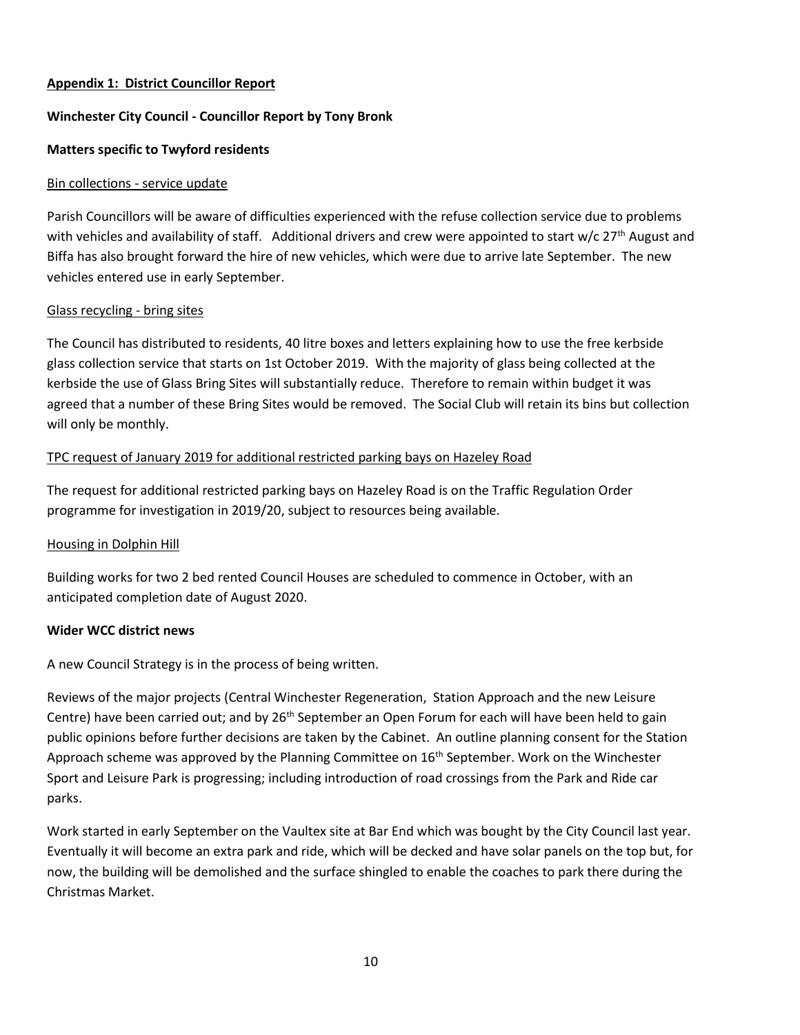**Appendix 1: District Councillor Report**

**Winchester City Council - Councillor Report by Tony Bronk**

**Matters specific to Twyford residents**

Bin collections - service update

Parish Councillors will be aware of difficulties experienced with the refuse collection service due to problems with vehicles and availability of staff. Additional drivers and crew were appointed to start w/c 27th August and Biffa has also brought forward the hire of new vehicles, which were due to arrive late September. The new vehicles entered use in early September.

Glass recycling - bring sites

The Council has distributed to residents, 40 litre boxes and letters explaining how to use the free kerbside glass collection service that starts on 1st October 2019. With the majority of glass being collected at the kerbside the use of Glass Bring Sites will substantially reduce. Therefore to remain within budget it was agreed that a number of these Bring Sites would be removed. The Social Club will retain its bins but collection will only be monthly.

TPC request of January 2019 for additional restricted parking bays on Hazeley Road

The request for additional restricted parking bays on Hazeley Road is on the Traffic Regulation Order programme for investigation in 2019/20, subject to resources being available.

Housing in Dolphin Hill

Building works for two 2 bed rented Council Houses are scheduled to commence in October, with an anticipated completion date of August 2020.

**Wider WCC district news**

A new Council Strategy is in the process of being written.

Reviews of the major projects (Central Winchester Regeneration, Station Approach and the new Leisure Centre) have been carried out; and by 26th September an Open Forum for each will have been held to gain public opinions before further decisions are taken by the Cabinet. An outline planning consent for the Station Approach scheme was approved by the Planning Committee on 16th September. Work on the Winchester Sport and Leisure Park is progressing; including introduction of road crossings from the Park and Ride car parks.

Work started in early September on the Vaultex site at Bar End which was bought by the City Council last year. Eventually it will become an extra park and ride, which will be decked and have solar panels on the top but, for now, the building will be demolished and the surface shingled to enable the coaches to park there during the Christmas Market.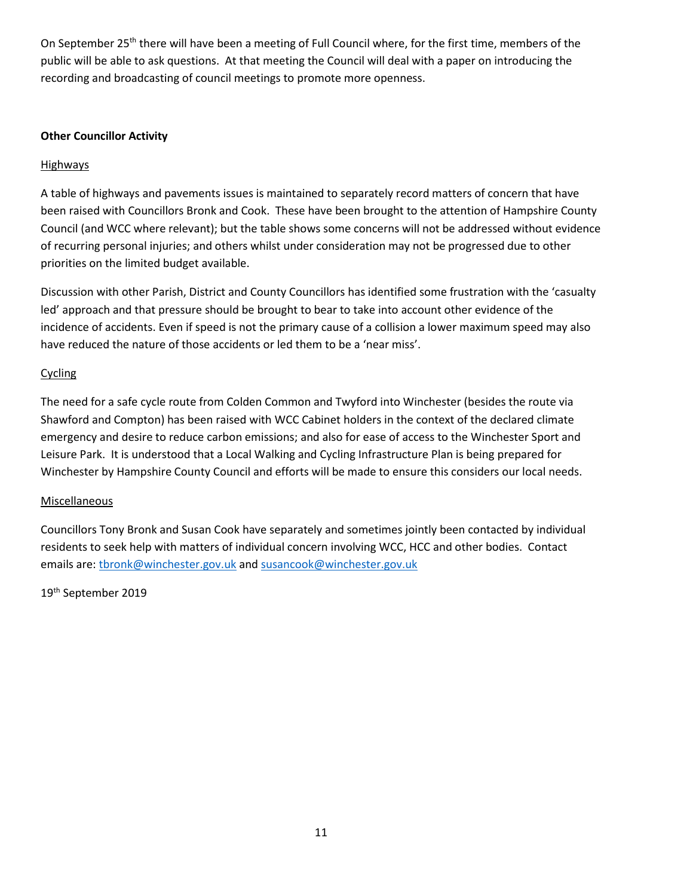On September 25th there will have been a meeting of Full Council where, for the first time, members of the public will be able to ask questions. At that meeting the Council will deal with a paper on introducing the recording and broadcasting of council meetings to promote more openness.

**Other Councillor Activity**

Highways

A table of highways and pavements issues is maintained to separately record matters of concern that have been raised with Councillors Bronk and Cook. These have been brought to the attention of Hampshire County Council (and WCC where relevant); but the table shows some concerns will not be addressed without evidence of recurring personal injuries; and others whilst under consideration may not be progressed due to other priorities on the limited budget available.

Discussion with other Parish, District and County Councillors has identified some frustration with the 'casualty led' approach and that pressure should be brought to bear to take into account other evidence of the incidence of accidents. Even if speed is not the primary cause of a collision a lower maximum speed may also have reduced the nature of those accidents or led them to be a 'near miss'.

Cycling

The need for a safe cycle route from Colden Common and Twyford into Winchester (besides the route via Shawford and Compton) has been raised with WCC Cabinet holders in the context of the declared climate emergency and desire to reduce carbon emissions; and also for ease of access to the Winchester Sport and Leisure Park. It is understood that a Local Walking and Cycling Infrastructure Plan is being prepared for Winchester by Hampshire County Council and efforts will be made to ensure this considers our local needs.

Miscellaneous

Councillors Tony Bronk and Susan Cook have separately and sometimes jointly been contacted by individual residents to seek help with matters of individual concern involving WCC, HCC and other bodies. Contact emails are: tbronk@winchester.gov.uk and susancook@winchester.gov.uk

19th September 2019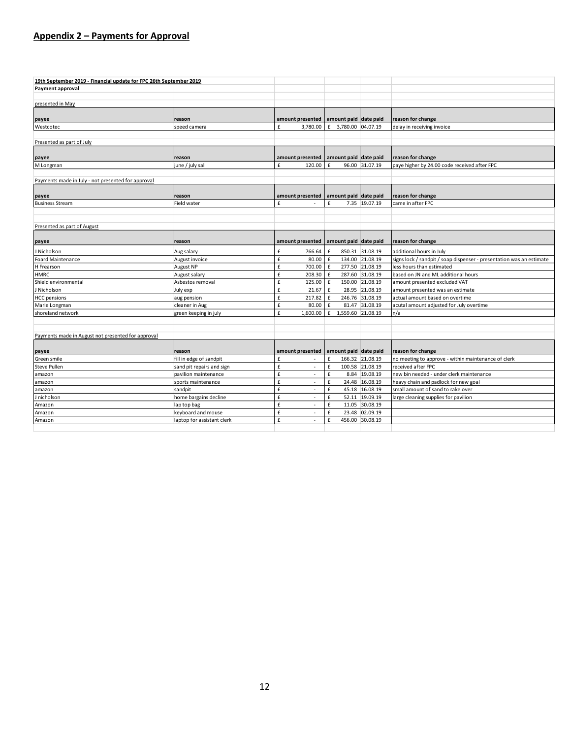## Appendix 2 – Payments for Approval

**19th September 2019 - Financial update for FPC 26th September 2019**

**Payment approval**

presented in May

| payee | reason | amount presented | amount paid | date paid | reason for change |
|---|---|---|---|---|---|
| Westcotec | speed camera | £ 3,780.00 | £ 3,780.00 | 04.07.19 | delay in receiving invoice |

Presented as part of July

| payee | reason | amount presented | amount paid | date paid | reason for change |
|---|---|---|---|---|---|
| M Longman | june / july sal | £ 120.00 | £ 96.00 | 31.07.19 | paye higher by 24.00 code received after FPC |

Payments made in July - not presented for approval

| payee | reason | amount presented | amount paid | date paid | reason for change |
|---|---|---|---|---|---|
| Business Stream | Field water | £ - | £ 7.35 | 19.07.19 | came in after FPC |

Presented as part of August

| payee | reason | amount presented | amount paid | date paid | reason for change |
|---|---|---|---|---|---|
| J Nicholson | Aug salary | £ 766.64 | £ 850.31 | 31.08.19 | additional hours in July |
| Foard Maintenance | August invoice | £ 80.00 | £ 134.00 | 21.08.19 | signs lock / sandpit / soap dispenser - presentation was an estimate |
| H Frearson | August NP | £ 700.00 | £ 277.50 | 21.08.19 | less hours than estimated |
| HMRC | August salary | £ 208.30 | £ 287.60 | 31.08.19 | based on JN and ML additional hours |
| Shield environmental | Asbestos removal | £ 125.00 | £ 150.00 | 21.08.19 | amount presented excluded VAT |
| J Nicholson | July exp | £ 21.67 | £ 28.95 | 21.08.19 | amount presented was an estimate |
| HCC pensions | aug pension | £ 217.82 | £ 246.76 | 31.08.19 | actual amount based on overtime |
| Marie Longman | cleaner in Aug | £ 80.00 | £ 81.47 | 31.08.19 | acutal amount adjusted for July overtime |
| shoreland network | green keeping in july | £ 1,600.00 | £ 1,559.60 | 21.08.19 | n/a |

Payments made in August not presented for approval

| payee | reason | amount presented | amount paid | date paid | reason for change |
|---|---|---|---|---|---|
| Green smile | fill in edge of sandpit | £ - | £ 166.32 | 21.08.19 | no meeting to approve - within maintenance of clerk |
| Steve Pullen | sand pit repairs and sign | £ - | £ 100.58 | 21.08.19 | received after FPC |
| amazon | pavilion maintenance | £ - | £ 8.84 | 19.08.19 | new bin needed - under clerk maintenance |
| amazon | sports maintenance | £ - | £ 24.48 | 16.08.19 | heavy chain and padlock for new goal |
| amazon | sandpit | £ - | £ 45.18 | 16.08.19 | small amount of sand to rake over |
| J nicholson | home bargains decline | £ - | £ 52.11 | 19.09.19 | large cleaning supplies for pavilion |
| Amazon | lap top bag | £ - | £ 11.05 | 30.08.19 | |
| Amazon | keyboard and mouse | £ - | £ 23.48 | 02.09.19 | |
| Amazon | laptop for assistant clerk | £ - | £ 456.00 | 30.08.19 | |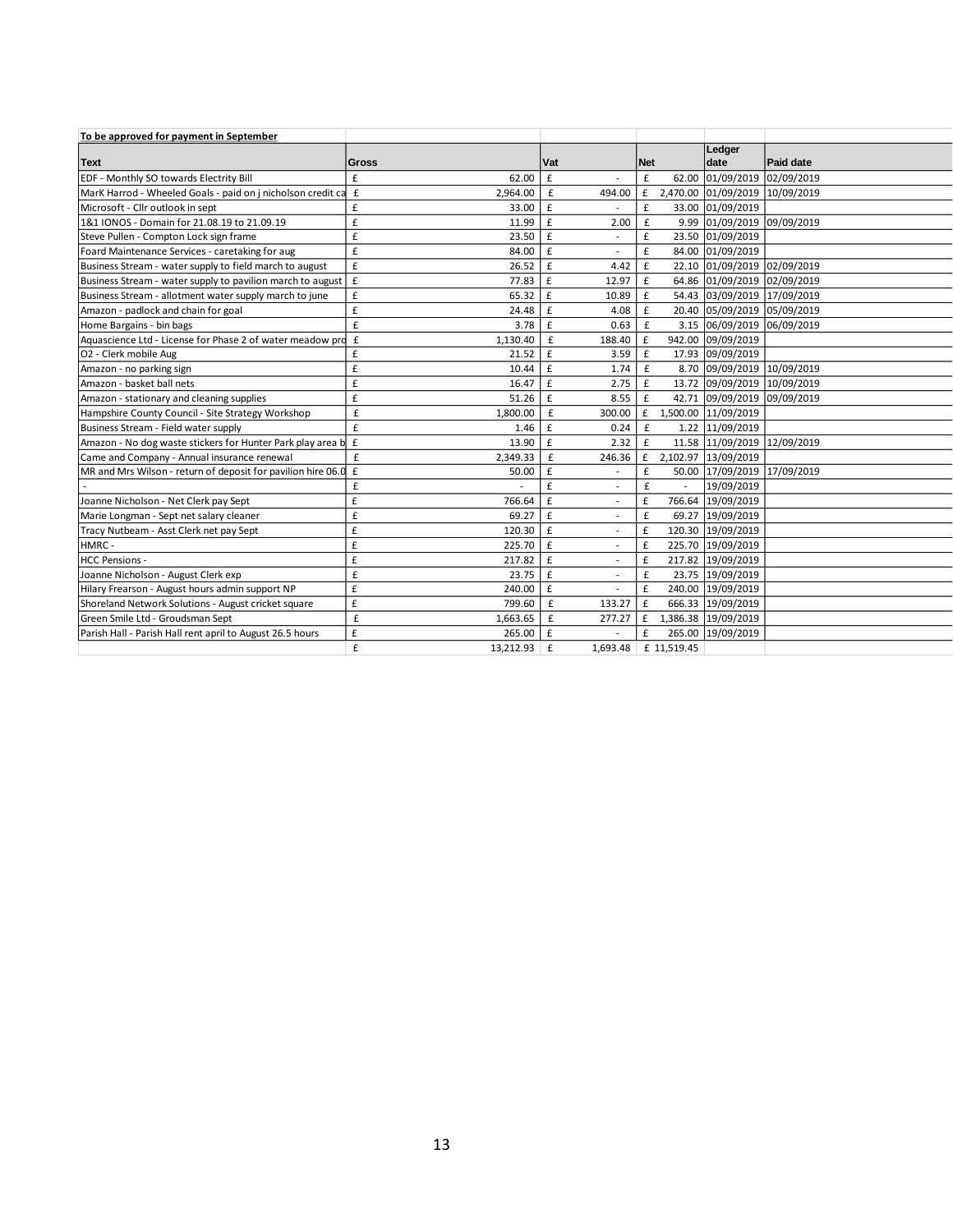**To be approved for payment in September**

| Text | Gross | Vat | Net | Ledger date | Paid date |
|---|---|---|---|---|---|
| EDF - Monthly SO towards Electrity Bill | £ 62.00 | £ - | £ 62.00 | 01/09/2019 | 02/09/2019 |
| MarK Harrod - Wheeled Goals - paid on j nicholson credit ca | £ 2,964.00 | £ 494.00 | £ 2,470.00 | 01/09/2019 | 10/09/2019 |
| Microsoft - Cllr outlook in sept | £ 33.00 | £ - | £ 33.00 | 01/09/2019 | |
| 1&1 IONOS - Domain for 21.08.19 to 21.09.19 | £ 11.99 | £ 2.00 | £ 9.99 | 01/09/2019 | 09/09/2019 |
| Steve Pullen - Compton Lock sign frame | £ 23.50 | £ - | £ 23.50 | 01/09/2019 | |
| Foard Maintenance Services - caretaking for aug | £ 84.00 | £ - | £ 84.00 | 01/09/2019 | |
| Business Stream - water supply to field march to august | £ 26.52 | £ 4.42 | £ 22.10 | 01/09/2019 | 02/09/2019 |
| Business Stream - water supply to pavilion march to august | £ 77.83 | £ 12.97 | £ 64.86 | 01/09/2019 | 02/09/2019 |
| Business Stream - allotment water supply march to june | £ 65.32 | £ 10.89 | £ 54.43 | 03/09/2019 | 17/09/2019 |
| Amazon - padlock and chain for goal | £ 24.48 | £ 4.08 | £ 20.40 | 05/09/2019 | 05/09/2019 |
| Home Bargains - bin bags | £ 3.78 | £ 0.63 | £ 3.15 | 06/09/2019 | 06/09/2019 |
| Aquascience Ltd - License for Phase 2 of water meadow pro | £ 1,130.40 | £ 188.40 | £ 942.00 | 09/09/2019 | |
| O2 - Clerk mobile Aug | £ 21.52 | £ 3.59 | £ 17.93 | 09/09/2019 | |
| Amazon - no parking sign | £ 10.44 | £ 1.74 | £ 8.70 | 09/09/2019 | 10/09/2019 |
| Amazon - basket ball nets | £ 16.47 | £ 2.75 | £ 13.72 | 09/09/2019 | 10/09/2019 |
| Amazon - stationary and cleaning supplies | £ 51.26 | £ 8.55 | £ 42.71 | 09/09/2019 | 09/09/2019 |
| Hampshire County Council - Site Strategy Workshop | £ 1,800.00 | £ 300.00 | £ 1,500.00 | 11/09/2019 | |
| Business Stream - Field water supply | £ 1.46 | £ 0.24 | £ 1.22 | 11/09/2019 | |
| Amazon - No dog waste stickers for Hunter Park play area b | £ 13.90 | £ 2.32 | £ 11.58 | 11/09/2019 | 12/09/2019 |
| Came and Company - Annual insurance renewal | £ 2,349.33 | £ 246.36 | £ 2,102.97 | 13/09/2019 | |
| MR and Mrs Wilson - return of deposit for pavilion hire 06.0 | £ 50.00 | £ - | £ 50.00 | 17/09/2019 | 17/09/2019 |
| - | £ - | £ - | £ - | 19/09/2019 | |
| Joanne Nicholson - Net Clerk pay Sept | £ 766.64 | £ - | £ 766.64 | 19/09/2019 | |
| Marie Longman - Sept net salary cleaner | £ 69.27 | £ - | £ 69.27 | 19/09/2019 | |
| Tracy Nutbeam - Asst Clerk net pay Sept | £ 120.30 | £ - | £ 120.30 | 19/09/2019 | |
| HMRC - | £ 225.70 | £ - | £ 225.70 | 19/09/2019 | |
| HCC Pensions - | £ 217.82 | £ - | £ 217.82 | 19/09/2019 | |
| Joanne Nicholson - August Clerk exp | £ 23.75 | £ - | £ 23.75 | 19/09/2019 | |
| Hilary Frearson - August hours admin support NP | £ 240.00 | £ - | £ 240.00 | 19/09/2019 | |
| Shoreland Network Solutions - August cricket square | £ 799.60 | £ 133.27 | £ 666.33 | 19/09/2019 | |
| Green Smile Ltd - Groudsman Sept | £ 1,663.65 | £ 277.27 | £ 1,386.38 | 19/09/2019 | |
| Parish Hall - Parish Hall rent april to August 26.5 hours | £ 265.00 | £ - | £ 265.00 | 19/09/2019 | |
| | £ 13,212.93 | £ 1,693.48 | £ 11,519.45 | | |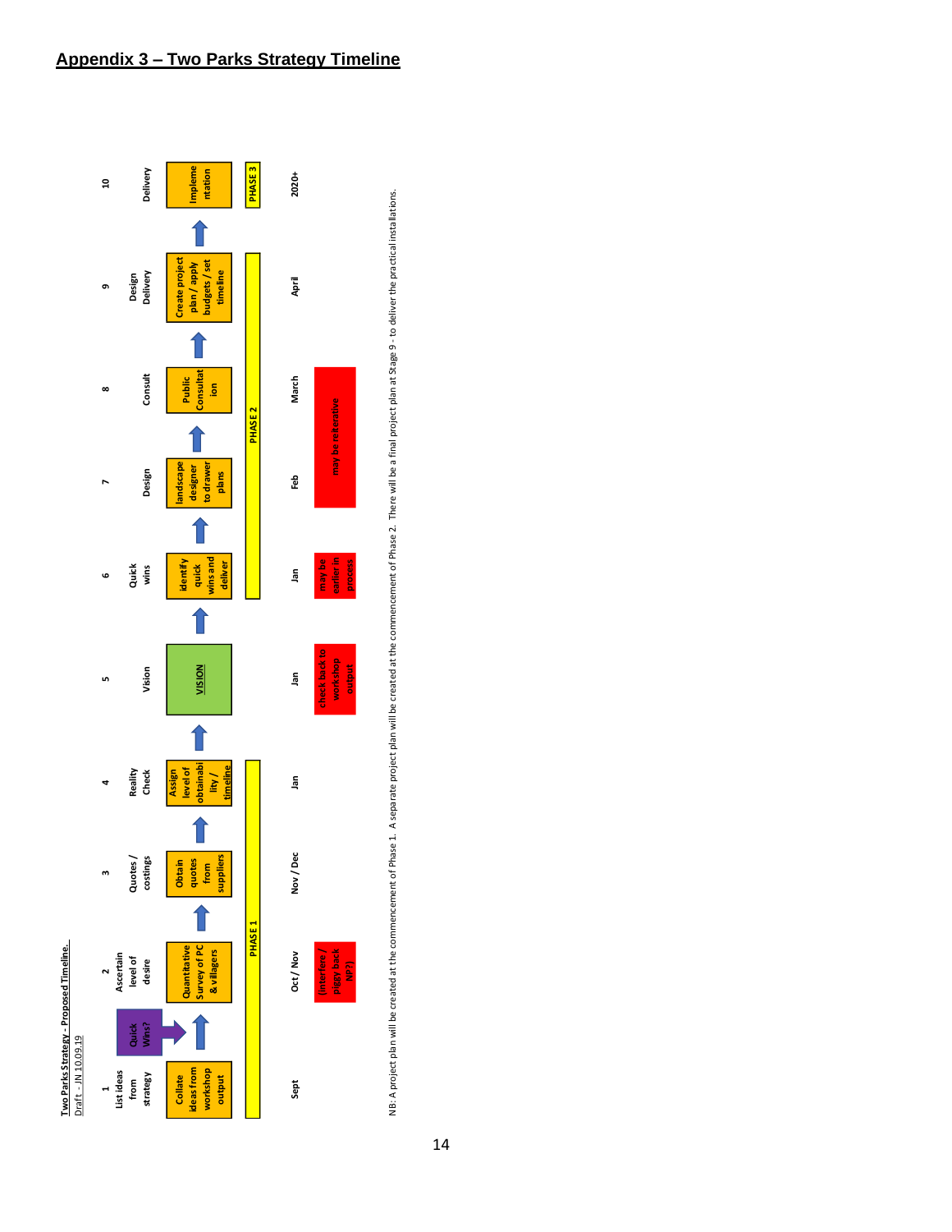## Appendix 3 – Two Parks Strategy Timeline

**Two Parks Strategy - Proposed Timeline.**

Draft - JN 10.09.19

1
List ideas from strategy
Collate ideas from workshop output
Sept

Quick Wins?

2
Ascertain level of desire
Quantitative Survey of PC & villagers
Oct / Nov
(interfere / piggy back NP?)

3
Quotes / costings
Obtain quotes from suppliers
Nov / Dec

4
Reality Check
Assign level of obtainability / timeline
Jan

PHASE 1

5
Vision
VISION
Jan
check back to workshop output

6
Quick wins
identify quick wins and deliver
Jan
may be earlier in process

7
Design
landscape designer to drawer plans
Feb

8
Consult
Public Consultation
March
may be reiterative

9
Design Delivery
Create project plan / apply budgets / set timeline
April

PHASE 2

10
Delivery
Implementation
2020+

PHASE 3

NB: A project plan will be created at the commencement of Phase 1. A separate project plan will be created at the commencement of Phase 2. There will be a final project plan at Stage 9 - to deliver the practical installations.